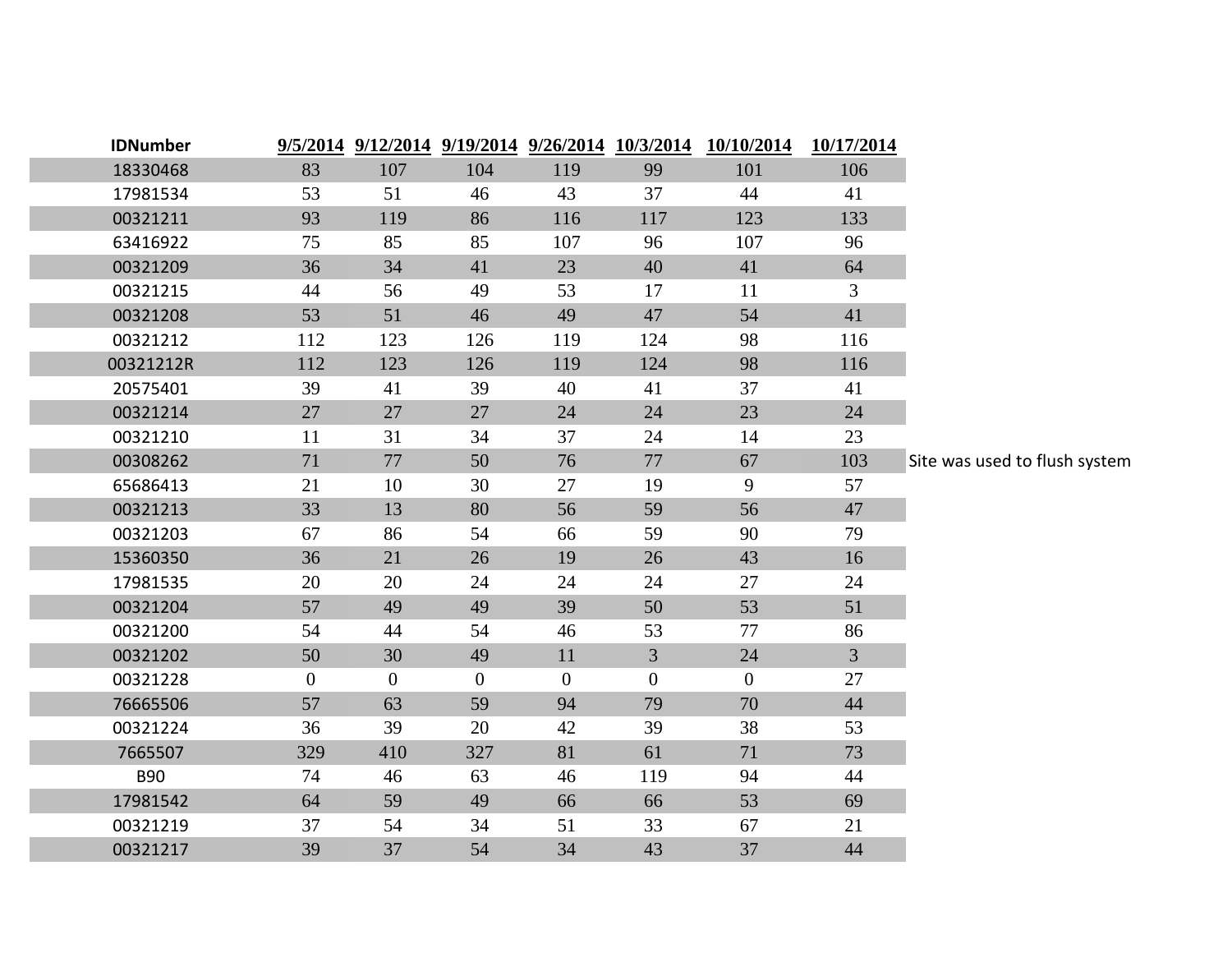| IDNumber | 9/5/2014 | 9/12/2014 | 9/19/2014 | 9/26/2014 | 10/3/2014 | 10/10/2014 | 10/17/2014 | |
|---|---|---|---|---|---|---|---|---|
| 18330468 | 83 | 107 | 104 | 119 | 99 | 101 | 106 | |
| 17981534 | 53 | 51 | 46 | 43 | 37 | 44 | 41 | |
| 00321211 | 93 | 119 | 86 | 116 | 117 | 123 | 133 | |
| 63416922 | 75 | 85 | 85 | 107 | 96 | 107 | 96 | |
| 00321209 | 36 | 34 | 41 | 23 | 40 | 41 | 64 | |
| 00321215 | 44 | 56 | 49 | 53 | 17 | 11 | 3 | |
| 00321208 | 53 | 51 | 46 | 49 | 47 | 54 | 41 | |
| 00321212 | 112 | 123 | 126 | 119 | 124 | 98 | 116 | |
| 00321212R | 112 | 123 | 126 | 119 | 124 | 98 | 116 | |
| 20575401 | 39 | 41 | 39 | 40 | 41 | 37 | 41 | |
| 00321214 | 27 | 27 | 27 | 24 | 24 | 23 | 24 | |
| 00321210 | 11 | 31 | 34 | 37 | 24 | 14 | 23 | |
| 00308262 | 71 | 77 | 50 | 76 | 77 | 67 | 103 | Site was used to flush system |
| 65686413 | 21 | 10 | 30 | 27 | 19 | 9 | 57 | |
| 00321213 | 33 | 13 | 80 | 56 | 59 | 56 | 47 | |
| 00321203 | 67 | 86 | 54 | 66 | 59 | 90 | 79 | |
| 15360350 | 36 | 21 | 26 | 19 | 26 | 43 | 16 | |
| 17981535 | 20 | 20 | 24 | 24 | 24 | 27 | 24 | |
| 00321204 | 57 | 49 | 49 | 39 | 50 | 53 | 51 | |
| 00321200 | 54 | 44 | 54 | 46 | 53 | 77 | 86 | |
| 00321202 | 50 | 30 | 49 | 11 | 3 | 24 | 3 | |
| 00321228 | 0 | 0 | 0 | 0 | 0 | 0 | 27 | |
| 76665506 | 57 | 63 | 59 | 94 | 79 | 70 | 44 | |
| 00321224 | 36 | 39 | 20 | 42 | 39 | 38 | 53 | |
| 7665507 | 329 | 410 | 327 | 81 | 61 | 71 | 73 | |
| B90 | 74 | 46 | 63 | 46 | 119 | 94 | 44 | |
| 17981542 | 64 | 59 | 49 | 66 | 66 | 53 | 69 | |
| 00321219 | 37 | 54 | 34 | 51 | 33 | 67 | 21 | |
| 00321217 | 39 | 37 | 54 | 34 | 43 | 37 | 44 | |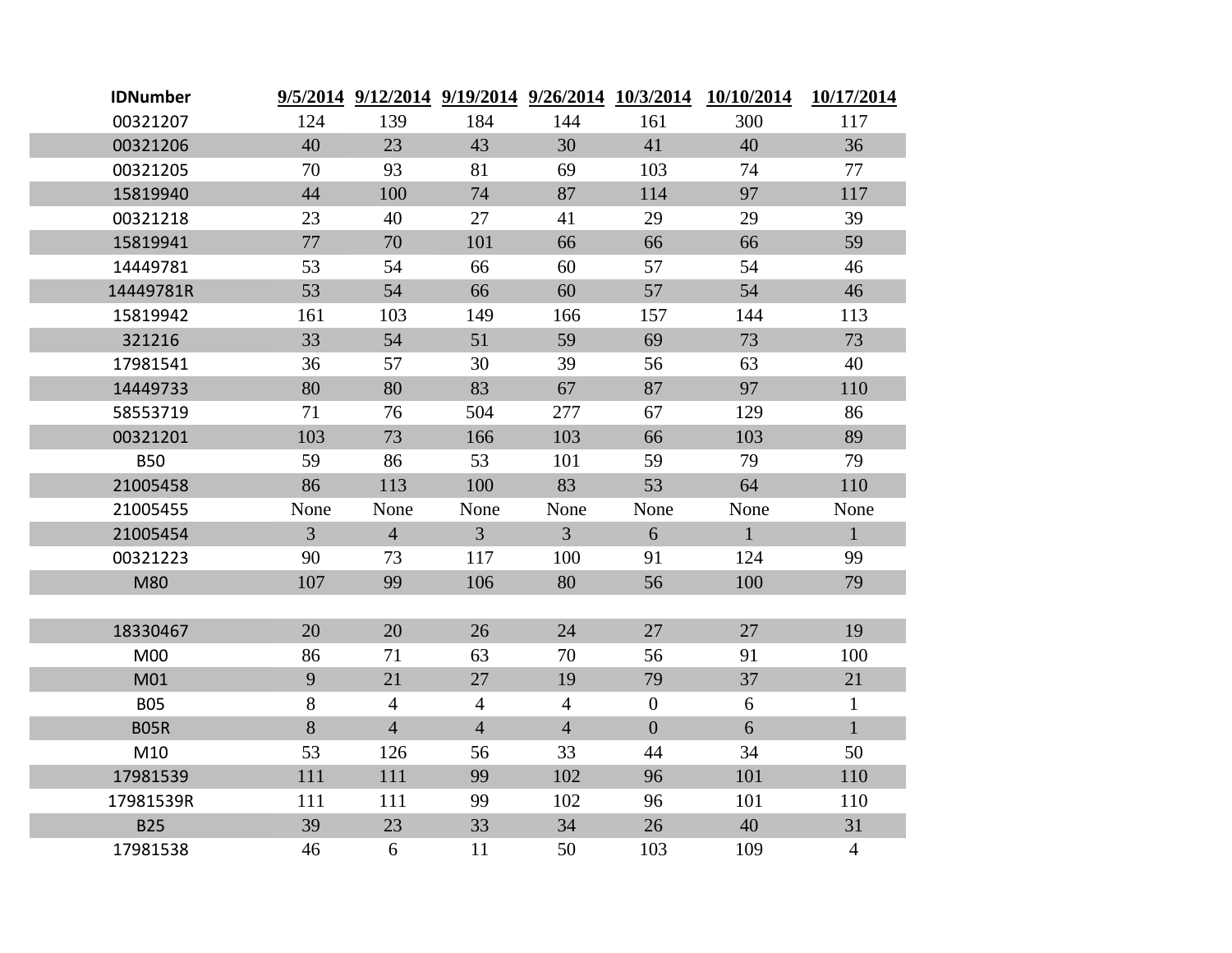| IDNumber | 9/5/2014 | 9/12/2014 | 9/19/2014 | 9/26/2014 | 10/3/2014 | 10/10/2014 | 10/17/2014 |
|---|---|---|---|---|---|---|---|
| 00321207 | 124 | 139 | 184 | 144 | 161 | 300 | 117 |
| 00321206 | 40 | 23 | 43 | 30 | 41 | 40 | 36 |
| 00321205 | 70 | 93 | 81 | 69 | 103 | 74 | 77 |
| 15819940 | 44 | 100 | 74 | 87 | 114 | 97 | 117 |
| 00321218 | 23 | 40 | 27 | 41 | 29 | 29 | 39 |
| 15819941 | 77 | 70 | 101 | 66 | 66 | 66 | 59 |
| 14449781 | 53 | 54 | 66 | 60 | 57 | 54 | 46 |
| 14449781R | 53 | 54 | 66 | 60 | 57 | 54 | 46 |
| 15819942 | 161 | 103 | 149 | 166 | 157 | 144 | 113 |
| 321216 | 33 | 54 | 51 | 59 | 69 | 73 | 73 |
| 17981541 | 36 | 57 | 30 | 39 | 56 | 63 | 40 |
| 14449733 | 80 | 80 | 83 | 67 | 87 | 97 | 110 |
| 58553719 | 71 | 76 | 504 | 277 | 67 | 129 | 86 |
| 00321201 | 103 | 73 | 166 | 103 | 66 | 103 | 89 |
| B50 | 59 | 86 | 53 | 101 | 59 | 79 | 79 |
| 21005458 | 86 | 113 | 100 | 83 | 53 | 64 | 110 |
| 21005455 | None | None | None | None | None | None | None |
| 21005454 | 3 | 4 | 3 | 3 | 6 | 1 | 1 |
| 00321223 | 90 | 73 | 117 | 100 | 91 | 124 | 99 |
| M80 | 107 | 99 | 106 | 80 | 56 | 100 | 79 |
| | | | | | | | |
| 18330467 | 20 | 20 | 26 | 24 | 27 | 27 | 19 |
| M00 | 86 | 71 | 63 | 70 | 56 | 91 | 100 |
| M01 | 9 | 21 | 27 | 19 | 79 | 37 | 21 |
| B05 | 8 | 4 | 4 | 4 | 0 | 6 | 1 |
| B05R | 8 | 4 | 4 | 4 | 0 | 6 | 1 |
| M10 | 53 | 126 | 56 | 33 | 44 | 34 | 50 |
| 17981539 | 111 | 111 | 99 | 102 | 96 | 101 | 110 |
| 17981539R | 111 | 111 | 99 | 102 | 96 | 101 | 110 |
| B25 | 39 | 23 | 33 | 34 | 26 | 40 | 31 |
| 17981538 | 46 | 6 | 11 | 50 | 103 | 109 | 4 |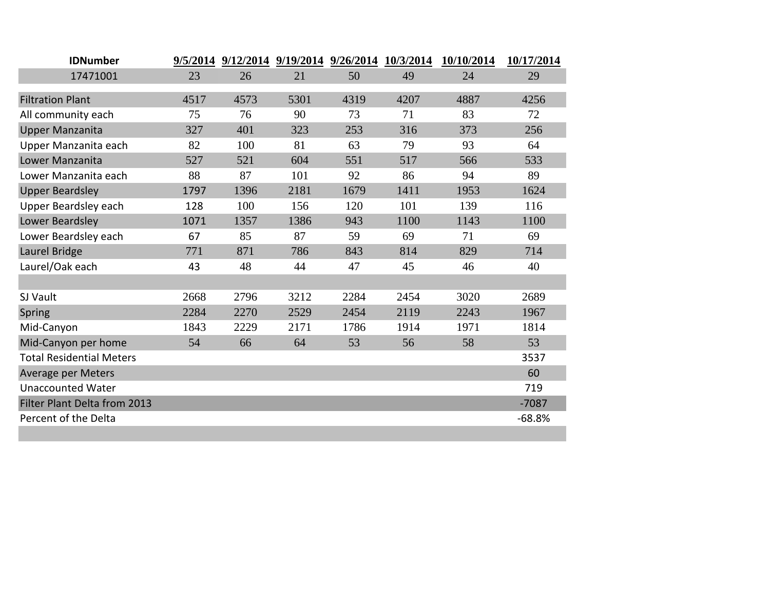| IDNumber | 9/5/2014 | 9/12/2014 | 9/19/2014 | 9/26/2014 | 10/3/2014 | 10/10/2014 | 10/17/2014 |
|---|---|---|---|---|---|---|---|
| 17471001 | 23 | 26 | 21 | 50 | 49 | 24 | 29 |
| | | | | | | | |
| Filtration Plant | 4517 | 4573 | 5301 | 4319 | 4207 | 4887 | 4256 |
| All community each | 75 | 76 | 90 | 73 | 71 | 83 | 72 |
| Upper Manzanita | 327 | 401 | 323 | 253 | 316 | 373 | 256 |
| Upper Manzanita each | 82 | 100 | 81 | 63 | 79 | 93 | 64 |
| Lower Manzanita | 527 | 521 | 604 | 551 | 517 | 566 | 533 |
| Lower Manzanita each | 88 | 87 | 101 | 92 | 86 | 94 | 89 |
| Upper Beardsley | 1797 | 1396 | 2181 | 1679 | 1411 | 1953 | 1624 |
| Upper Beardsley each | 128 | 100 | 156 | 120 | 101 | 139 | 116 |
| Lower Beardsley | 1071 | 1357 | 1386 | 943 | 1100 | 1143 | 1100 |
| Lower Beardsley each | 67 | 85 | 87 | 59 | 69 | 71 | 69 |
| Laurel Bridge | 771 | 871 | 786 | 843 | 814 | 829 | 714 |
| Laurel/Oak each | 43 | 48 | 44 | 47 | 45 | 46 | 40 |
| | | | | | | | |
| SJ Vault | 2668 | 2796 | 3212 | 2284 | 2454 | 3020 | 2689 |
| Spring | 2284 | 2270 | 2529 | 2454 | 2119 | 2243 | 1967 |
| Mid-Canyon | 1843 | 2229 | 2171 | 1786 | 1914 | 1971 | 1814 |
| Mid-Canyon per home | 54 | 66 | 64 | 53 | 56 | 58 | 53 |
| Total Residential Meters | | | | | | | 3537 |
| Average per Meters | | | | | | | 60 |
| Unaccounted Water | | | | | | | 719 |
| Filter Plant Delta from 2013 | | | | | | | -7087 |
| Percent of the Delta | | | | | | | -68.8% |